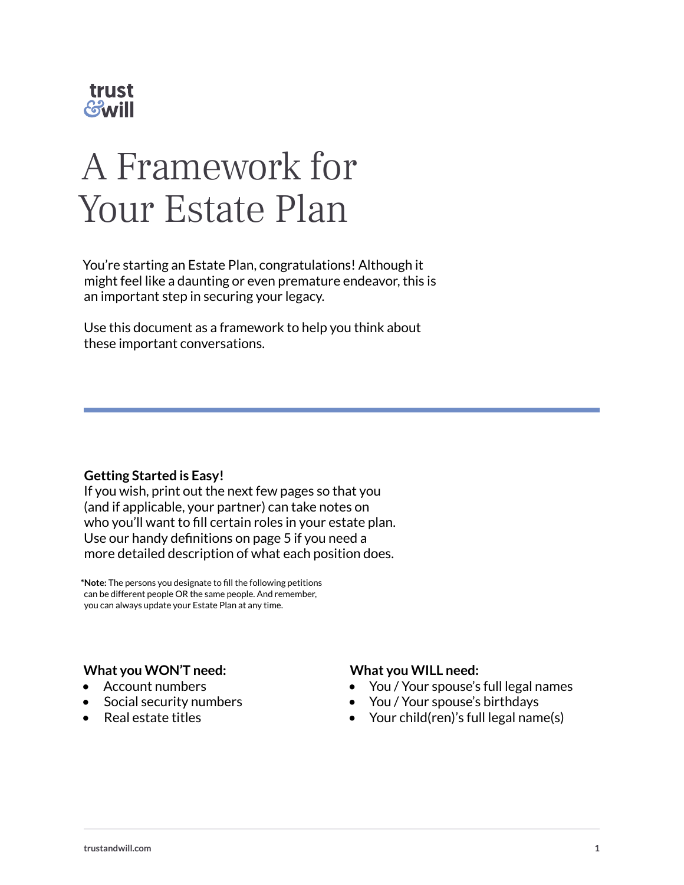trust &will

# A Framework for Your Estate Plan

You're starting an Estate Plan, congratulations! Although it might feel like a daunting or even premature endeavor, this is an important step in securing your legacy.

Use this document as a framework to help you think about these important conversations.

---

**Getting Started is Easy!**
If you wish, print out the next few pages so that you (and if applicable, your partner) can take notes on who you'll want to fill certain roles in your estate plan. Use our handy definitions on page 5 if you need a more detailed description of what each position does.

***Note:** The persons you designate to fill the following petitions can be different people OR the same people. And remember, you can always update your Estate Plan at any time.

**What you WON'T need:**

- Account numbers
- Social security numbers
- Real estate titles

**What you WILL need:**

- You / Your spouse's full legal names
- You / Your spouse's birthdays
- Your child(ren)'s full legal name(s)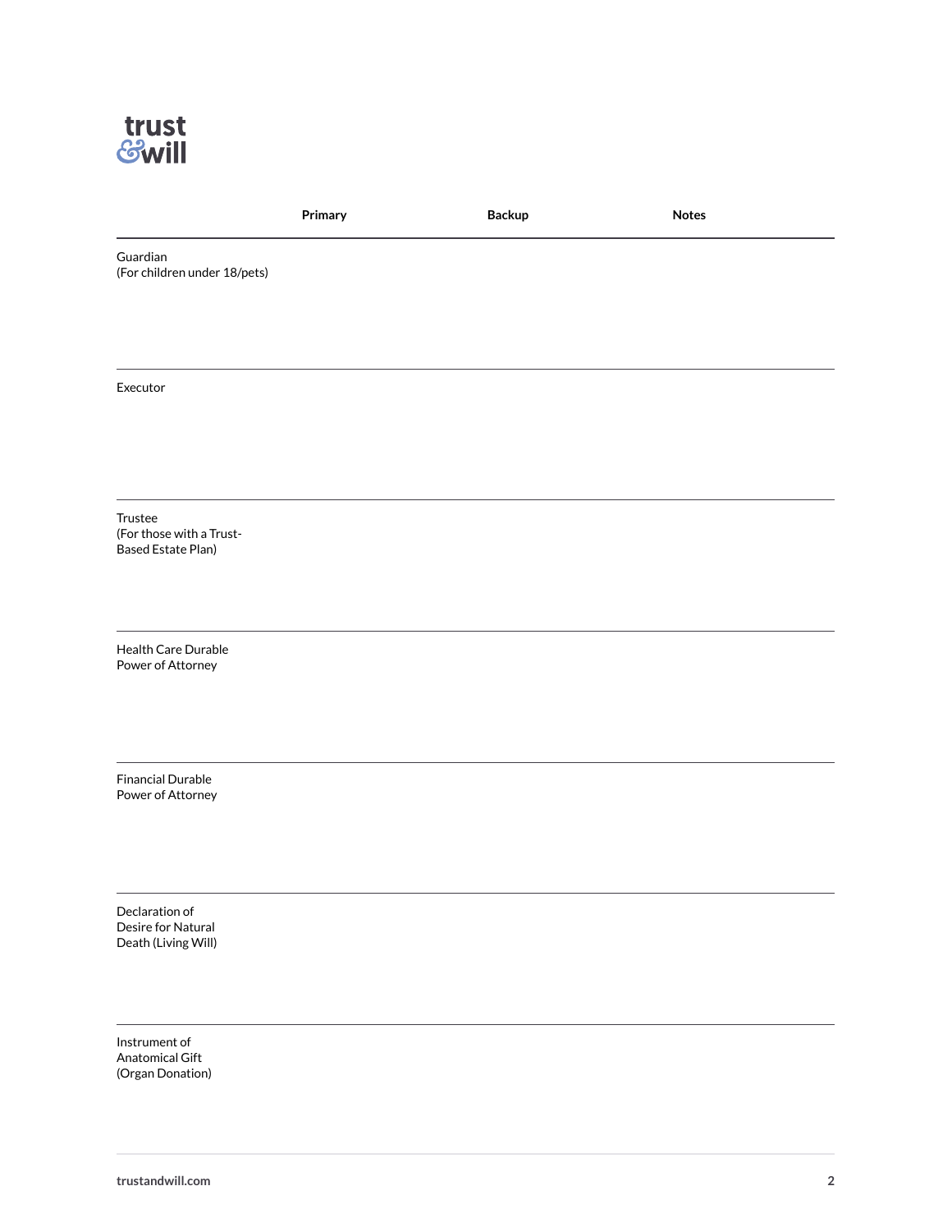| | Primary | Backup | Notes |
|---|---|---|---|
| Guardian (For children under 18/pets) | | | |
| Executor | | | |
| Trustee (For those with a Trust-Based Estate Plan) | | | |
| Health Care Durable Power of Attorney | | | |
| Financial Durable Power of Attorney | | | |
| Declaration of Desire for Natural Death (Living Will) | | | |
| Instrument of Anatomical Gift (Organ Donation) | | | |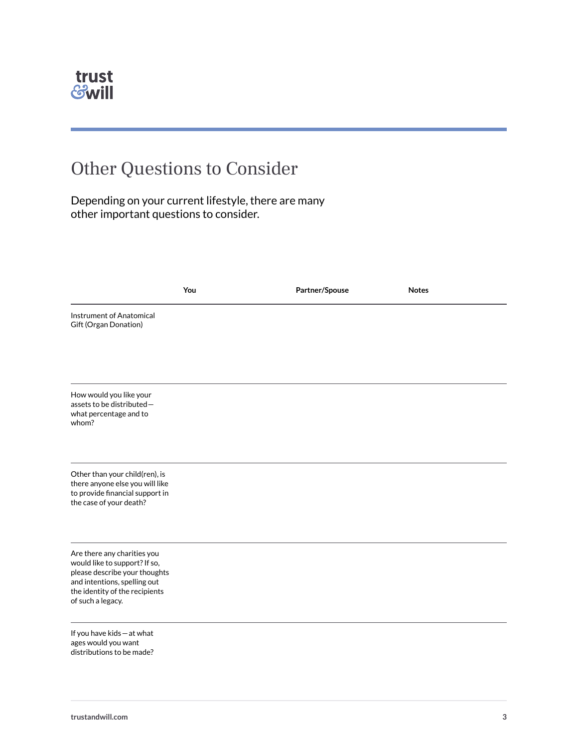# Other Questions to Consider

Depending on your current lifestyle, there are many other important questions to consider.

| | You | Partner/Spouse | Notes |
|---|---|---|---|
| Instrument of Anatomical Gift (Organ Donation) | | | |
| How would you like your assets to be distributed—what percentage and to whom? | | | |
| Other than your child(ren), is there anyone else you will like to provide financial support in the case of your death? | | | |
| Are there any charities you would like to support? If so, please describe your thoughts and intentions, spelling out the identity of the recipients of such a legacy. | | | |
| If you have kids—at what ages would you want distributions to be made? | | | |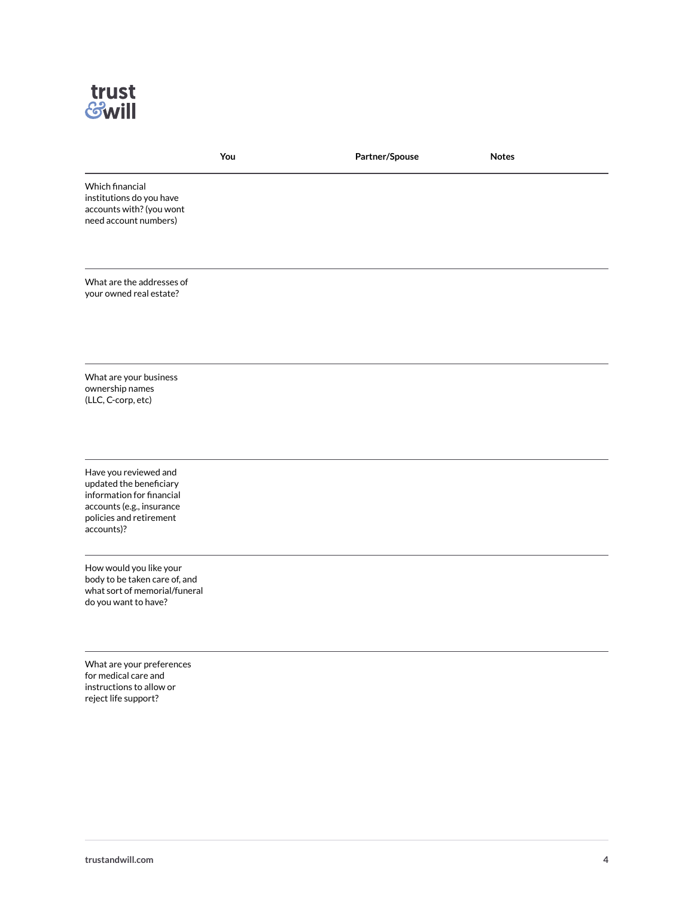| | You | Partner/Spouse | Notes |
|---|---|---|---|
| Which financial institutions do you have accounts with? (you wont need account numbers) | | | |
| What are the addresses of your owned real estate? | | | |
| What are your business ownership names (LLC, C-corp, etc) | | | |
| Have you reviewed and updated the beneficiary information for financial accounts (e.g., insurance policies and retirement accounts)? | | | |
| How would you like your body to be taken care of, and what sort of memorial/funeral do you want to have? | | | |
| What are your preferences for medical care and instructions to allow or reject life support? | | | |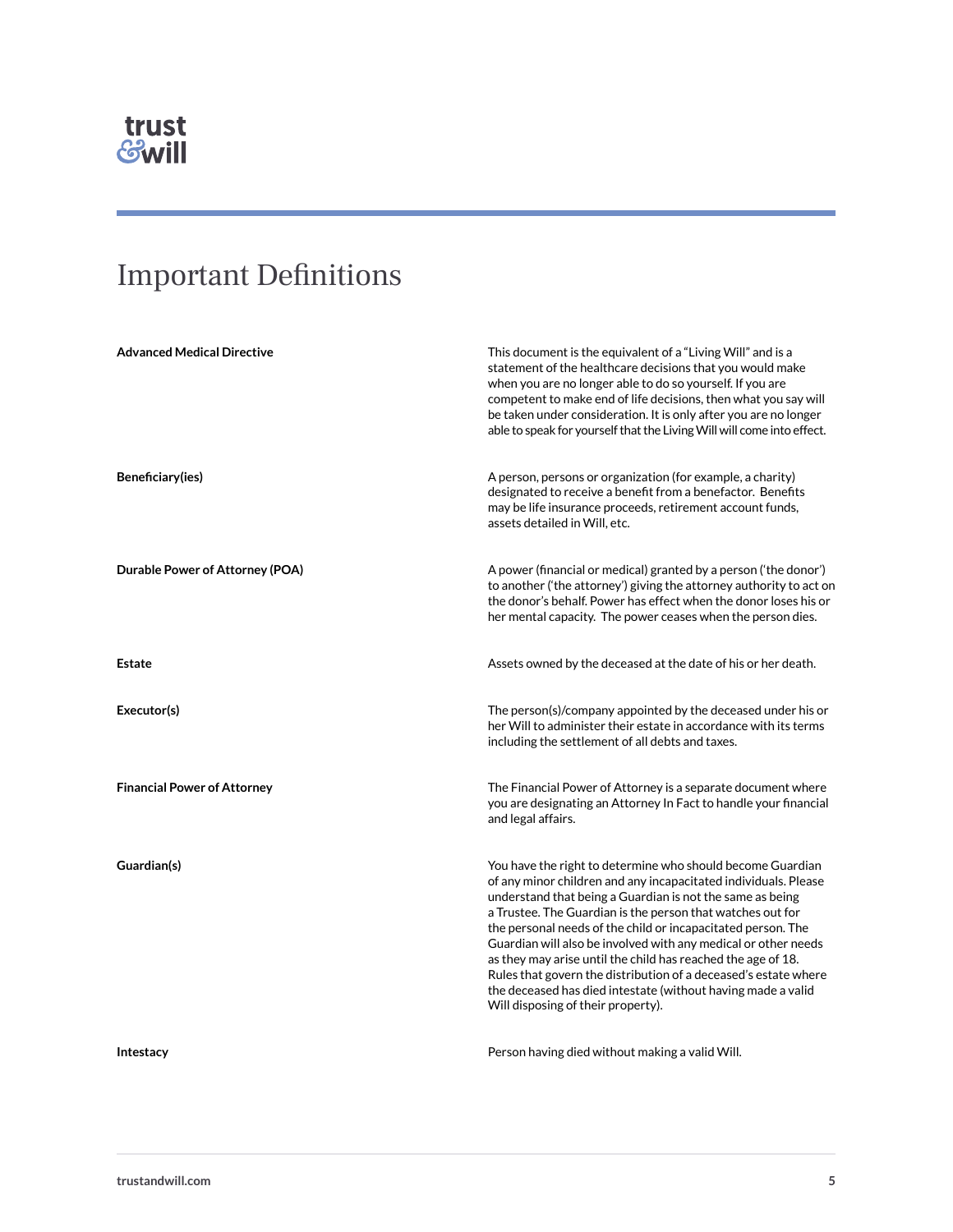# Important Definitions

| | |
|---|---|
| **Advanced Medical Directive** | This document is the equivalent of a "Living Will" and is a statement of the healthcare decisions that you would make when you are no longer able to do so yourself. If you are competent to make end of life decisions, then what you say will be taken under consideration. It is only after you are no longer able to speak for yourself that the Living Will will come into effect. |
| **Beneficiary(ies)** | A person, persons or organization (for example, a charity) designated to receive a benefit from a benefactor. Benefits may be life insurance proceeds, retirement account funds, assets detailed in Will, etc. |
| **Durable Power of Attorney (POA)** | A power (financial or medical) granted by a person ('the donor') to another ('the attorney') giving the attorney authority to act on the donor's behalf. Power has effect when the donor loses his or her mental capacity. The power ceases when the person dies. |
| **Estate** | Assets owned by the deceased at the date of his or her death. |
| **Executor(s)** | The person(s)/company appointed by the deceased under his or her Will to administer their estate in accordance with its terms including the settlement of all debts and taxes. |
| **Financial Power of Attorney** | The Financial Power of Attorney is a separate document where you are designating an Attorney In Fact to handle your financial and legal affairs. |
| **Guardian(s)** | You have the right to determine who should become Guardian of any minor children and any incapacitated individuals. Please understand that being a Guardian is not the same as being a Trustee. The Guardian is the person that watches out for the personal needs of the child or incapacitated person. The Guardian will also be involved with any medical or other needs as they may arise until the child has reached the age of 18. Rules that govern the distribution of a deceased's estate where the deceased has died intestate (without having made a valid Will disposing of their property). |
| **Intestacy** | Person having died without making a valid Will. |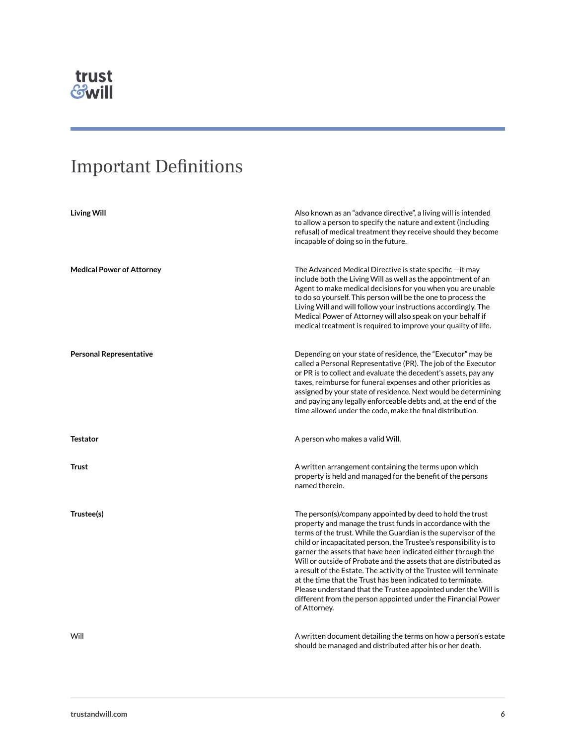# Important Definitions

| | |
|---|---|
| **Living Will** | Also known as an "advance directive", a living will is intended to allow a person to specify the nature and extent (including refusal) of medical treatment they receive should they become incapable of doing so in the future. |
| **Medical Power of Attorney** | The Advanced Medical Directive is state specific — it may include both the Living Will as well as the appointment of an Agent to make medical decisions for you when you are unable to do so yourself. This person will be the one to process the Living Will and will follow your instructions accordingly. The Medical Power of Attorney will also speak on your behalf if medical treatment is required to improve your quality of life. |
| **Personal Representative** | Depending on your state of residence, the "Executor" may be called a Personal Representative (PR). The job of the Executor or PR is to collect and evaluate the decedent's assets, pay any taxes, reimburse for funeral expenses and other priorities as assigned by your state of residence. Next would be determining and paying any legally enforceable debts and, at the end of the time allowed under the code, make the final distribution. |
| **Testator** | A person who makes a valid Will. |
| **Trust** | A written arrangement containing the terms upon which property is held and managed for the benefit of the persons named therein. |
| **Trustee(s)** | The person(s)/company appointed by deed to hold the trust property and manage the trust funds in accordance with the terms of the trust. While the Guardian is the supervisor of the child or incapacitated person, the Trustee's responsibility is to garner the assets that have been indicated either through the Will or outside of Probate and the assets that are distributed as a result of the Estate. The activity of the Trustee will terminate at the time that the Trust has been indicated to terminate. Please understand that the Trustee appointed under the Will is different from the person appointed under the Financial Power of Attorney. |
| Will | A written document detailing the terms on how a person's estate should be managed and distributed after his or her death. |